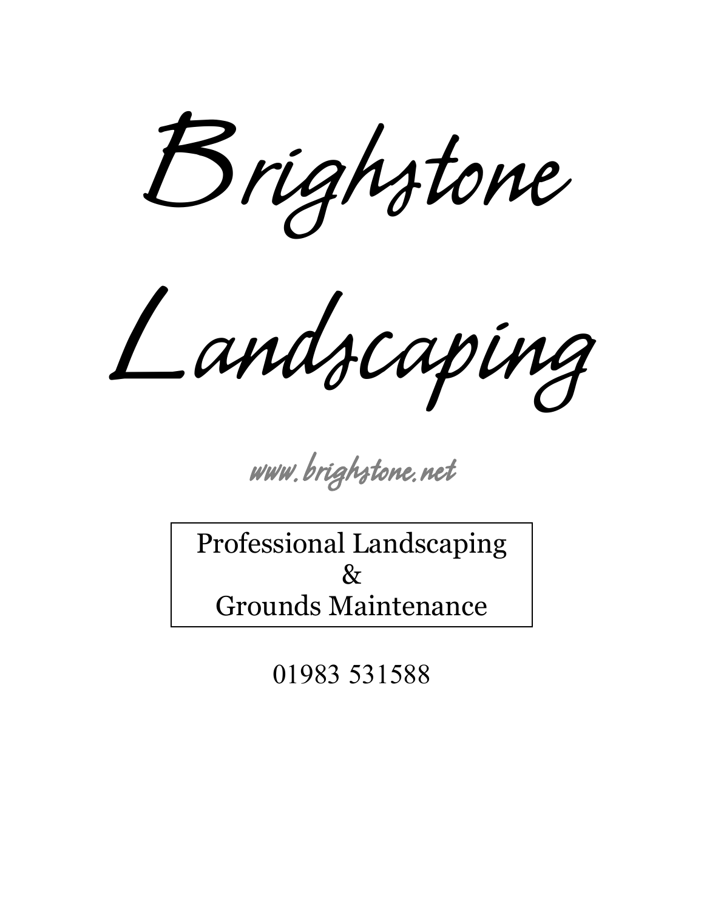# Brighstone Landscaping

www.brighstone.net

Professional Landscaping
&
Grounds Maintenance

01983 531588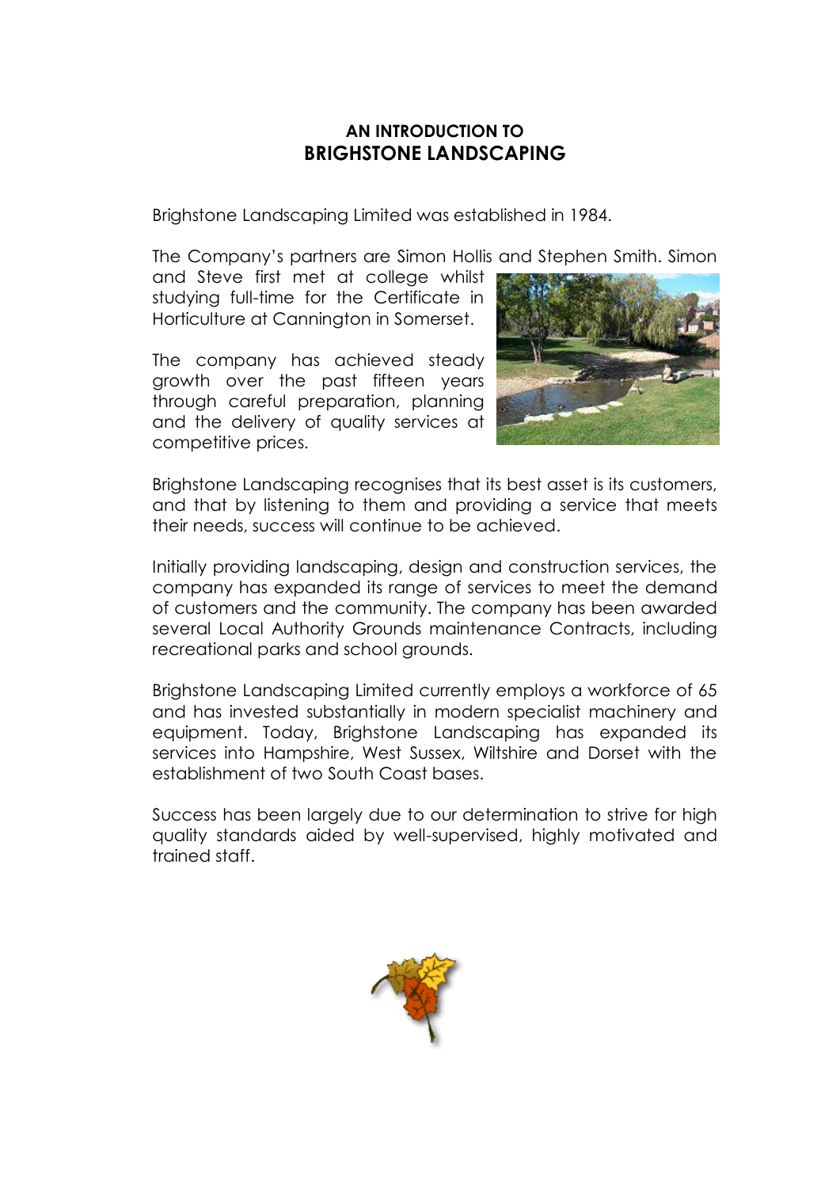## AN INTRODUCTION TO
# BRIGHSTONE LANDSCAPING

Brighstone Landscaping Limited was established in 1984.

The Company's partners are Simon Hollis and Stephen Smith. Simon and Steve first met at college whilst studying full-time for the Certificate in Horticulture at Cannington in Somerset.

The company has achieved steady growth over the past fifteen years through careful preparation, planning and the delivery of quality services at competitive prices.

Brighstone Landscaping recognises that its best asset is its customers, and that by listening to them and providing a service that meets their needs, success will continue to be achieved.

Initially providing landscaping, design and construction services, the company has expanded its range of services to meet the demand of customers and the community. The company has been awarded several Local Authority Grounds maintenance Contracts, including recreational parks and school grounds.

Brighstone Landscaping Limited currently employs a workforce of 65 and has invested substantially in modern specialist machinery and equipment. Today, Brighstone Landscaping has expanded its services into Hampshire, West Sussex, Wiltshire and Dorset with the establishment of two South Coast bases.

Success has been largely due to our determination to strive for high quality standards aided by well-supervised, highly motivated and trained staff.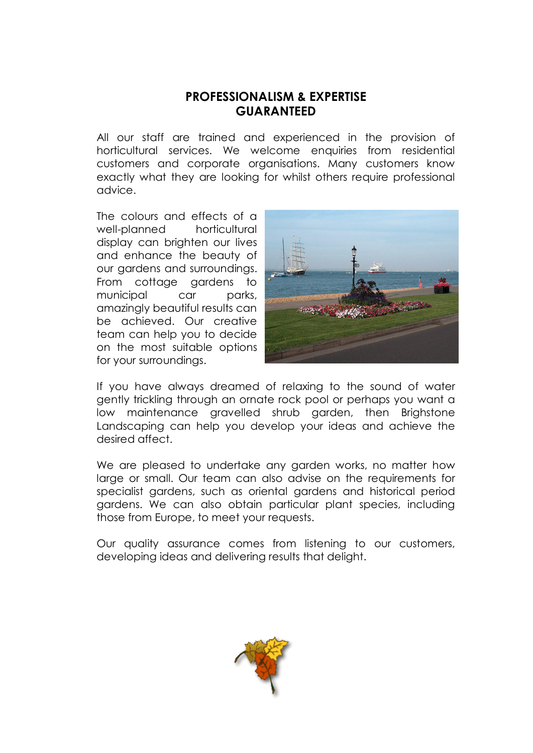# PROFESSIONALISM & EXPERTISE GUARANTEED

All our staff are trained and experienced in the provision of horticultural services. We welcome enquiries from residential customers and corporate organisations. Many customers know exactly what they are looking for whilst others require professional advice.

The colours and effects of a well-planned horticultural display can brighten our lives and enhance the beauty of our gardens and surroundings. From cottage gardens to municipal car parks, amazingly beautiful results can be achieved. Our creative team can help you to decide on the most suitable options for your surroundings.

If you have always dreamed of relaxing to the sound of water gently trickling through an ornate rock pool or perhaps you want a low maintenance gravelled shrub garden, then Brighstone Landscaping can help you develop your ideas and achieve the desired affect.

We are pleased to undertake any garden works, no matter how large or small. Our team can also advise on the requirements for specialist gardens, such as oriental gardens and historical period gardens. We can also obtain particular plant species, including those from Europe, to meet your requests.

Our quality assurance comes from listening to our customers, developing ideas and delivering results that delight.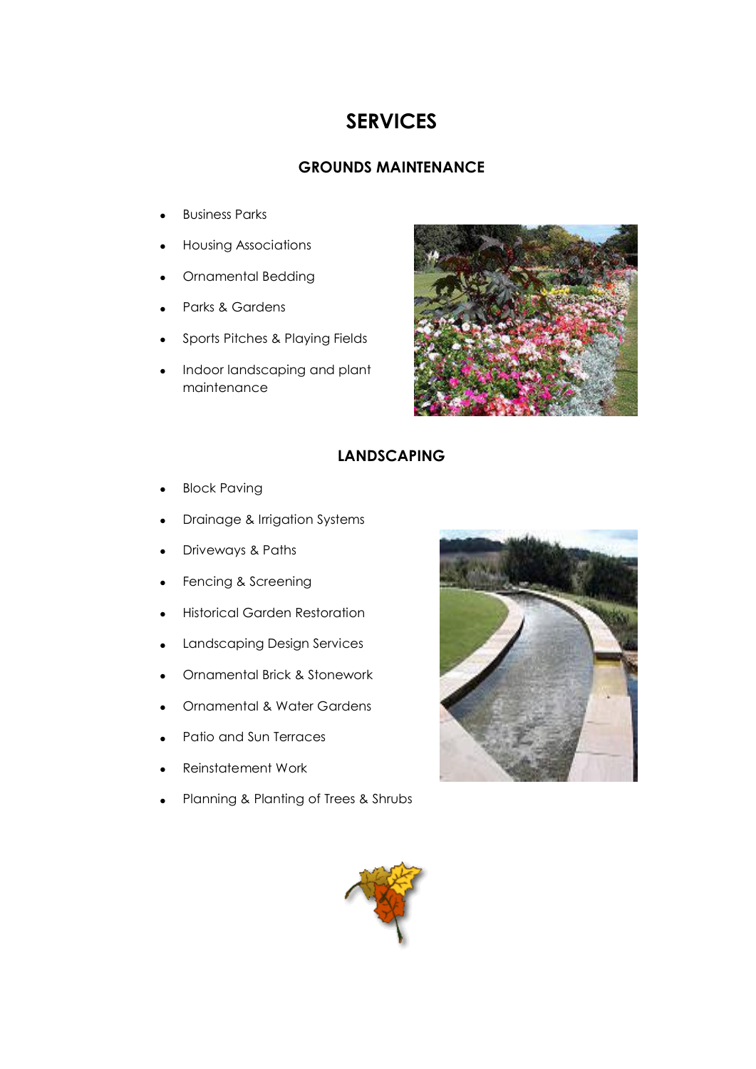# SERVICES

## GROUNDS MAINTENANCE

- Business Parks
- Housing Associations
- Ornamental Bedding
- Parks & Gardens
- Sports Pitches & Playing Fields
- Indoor landscaping and plant maintenance

## LANDSCAPING

- Block Paving
- Drainage & Irrigation Systems
- Driveways & Paths
- Fencing & Screening
- Historical Garden Restoration
- Landscaping Design Services
- Ornamental Brick & Stonework
- Ornamental & Water Gardens
- Patio and Sun Terraces
- Reinstatement Work
- Planning & Planting of Trees & Shrubs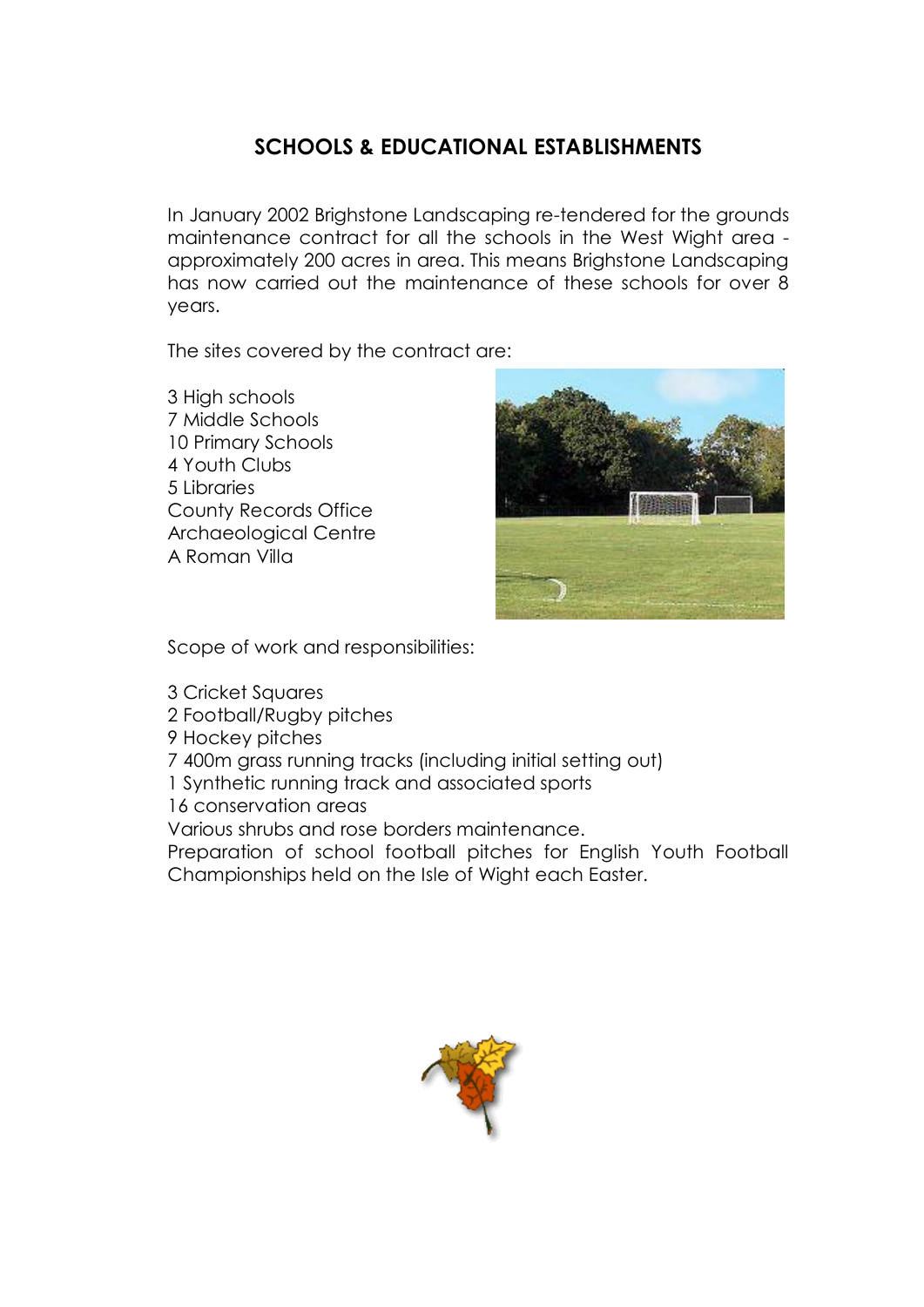# SCHOOLS & EDUCATIONAL ESTABLISHMENTS

In January 2002 Brighstone Landscaping re-tendered for the grounds maintenance contract for all the schools in the West Wight area - approximately 200 acres in area. This means Brighstone Landscaping has now carried out the maintenance of these schools for over 8 years.

The sites covered by the contract are:

3 High schools
7 Middle Schools
10 Primary Schools
4 Youth Clubs
5 Libraries
County Records Office
Archaeological Centre
A Roman Villa

Scope of work and responsibilities:

3 Cricket Squares
2 Football/Rugby pitches
9 Hockey pitches
7 400m grass running tracks (including initial setting out)
1 Synthetic running track and associated sports
16 conservation areas
Various shrubs and rose borders maintenance.
Preparation of school football pitches for English Youth Football Championships held on the Isle of Wight each Easter.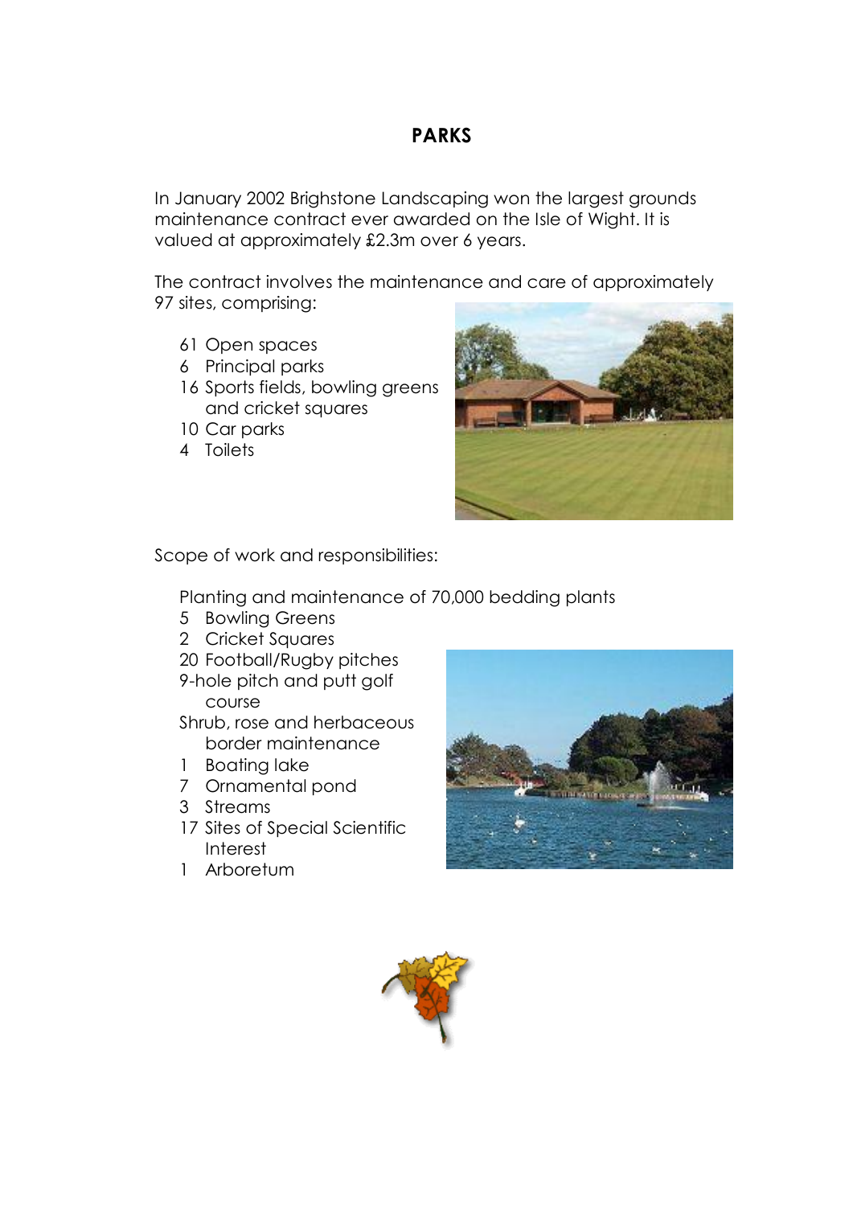# PARKS

In January 2002 Brighstone Landscaping won the largest grounds maintenance contract ever awarded on the Isle of Wight. It is valued at approximately £2.3m over 6 years.

The contract involves the maintenance and care of approximately 97 sites, comprising:

- 61 Open spaces
- 6 Principal parks
- 16 Sports fields, bowling greens and cricket squares
- 10 Car parks
- 4 Toilets

Scope of work and responsibilities:

- Planting and maintenance of 70,000 bedding plants
- 5 Bowling Greens
- 2 Cricket Squares
- 20 Football/Rugby pitches
- 9-hole pitch and putt golf course
- Shrub, rose and herbaceous border maintenance
- 1 Boating lake
- 7 Ornamental pond
- 3 Streams
- 17 Sites of Special Scientific Interest
- 1 Arboretum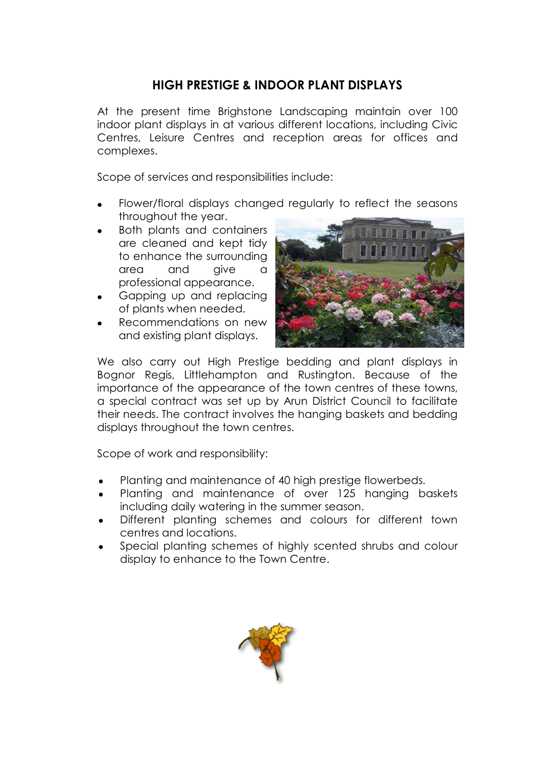## HIGH PRESTIGE & INDOOR PLANT DISPLAYS

At the present time Brighstone Landscaping maintain over 100 indoor plant displays in at various different locations, including Civic Centres, Leisure Centres and reception areas for offices and complexes.

Scope of services and responsibilities include:

- Flower/floral displays changed regularly to reflect the seasons throughout the year.
- Both plants and containers are cleaned and kept tidy to enhance the surrounding area and give a professional appearance.
- Gapping up and replacing of plants when needed.
- Recommendations on new and existing plant displays.

We also carry out High Prestige bedding and plant displays in Bognor Regis, Littlehampton and Rustington. Because of the importance of the appearance of the town centres of these towns, a special contract was set up by Arun District Council to facilitate their needs. The contract involves the hanging baskets and bedding displays throughout the town centres.

Scope of work and responsibility:

- Planting and maintenance of 40 high prestige flowerbeds.
- Planting and maintenance of over 125 hanging baskets including daily watering in the summer season.
- Different planting schemes and colours for different town centres and locations.
- Special planting schemes of highly scented shrubs and colour display to enhance to the Town Centre.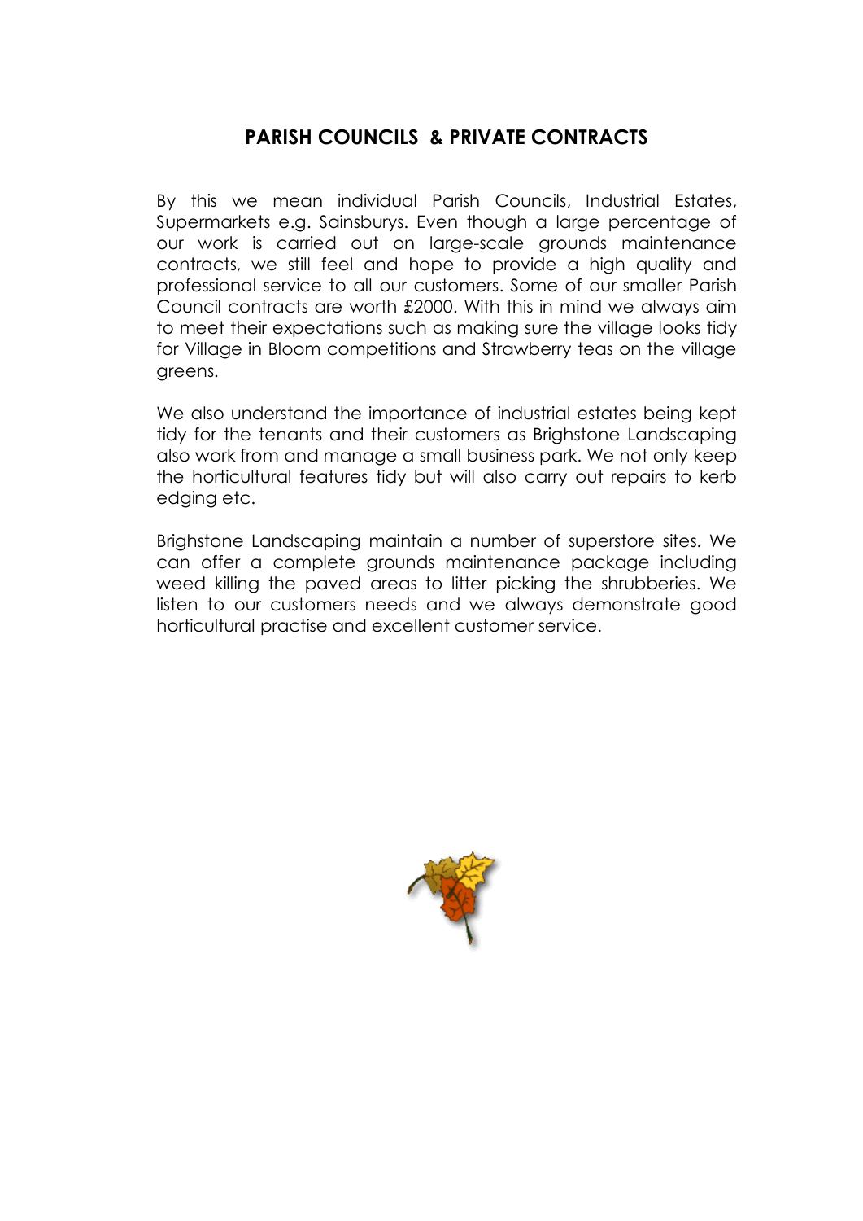## PARISH COUNCILS & PRIVATE CONTRACTS

By this we mean individual Parish Councils, Industrial Estates, Supermarkets e.g. Sainsburys. Even though a large percentage of our work is carried out on large-scale grounds maintenance contracts, we still feel and hope to provide a high quality and professional service to all our customers. Some of our smaller Parish Council contracts are worth £2000. With this in mind we always aim to meet their expectations such as making sure the village looks tidy for Village in Bloom competitions and Strawberry teas on the village greens.

We also understand the importance of industrial estates being kept tidy for the tenants and their customers as Brighstone Landscaping also work from and manage a small business park. We not only keep the horticultural features tidy but will also carry out repairs to kerb edging etc.

Brighstone Landscaping maintain a number of superstore sites. We can offer a complete grounds maintenance package including weed killing the paved areas to litter picking the shrubberies. We listen to our customers needs and we always demonstrate good horticultural practise and excellent customer service.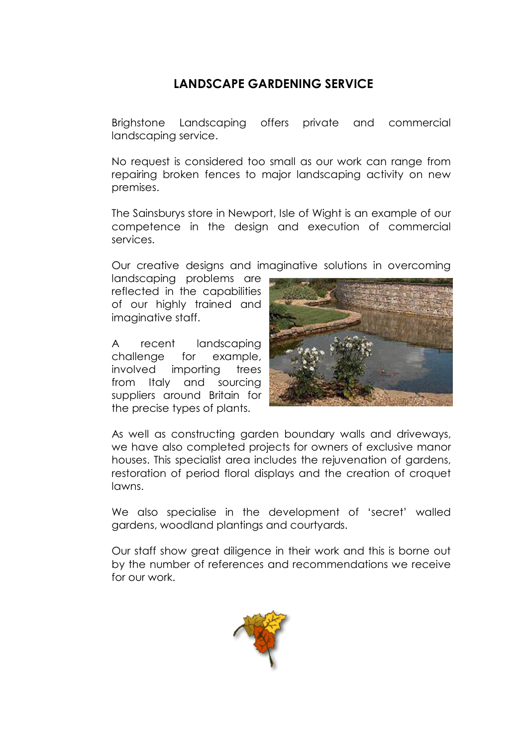# LANDSCAPE GARDENING SERVICE

Brighstone Landscaping offers private and commercial landscaping service.

No request is considered too small as our work can range from repairing broken fences to major landscaping activity on new premises.

The Sainsburys store in Newport, Isle of Wight is an example of our competence in the design and execution of commercial services.

Our creative designs and imaginative solutions in overcoming landscaping problems are reflected in the capabilities of our highly trained and imaginative staff.

A recent landscaping challenge for example, involved importing trees from Italy and sourcing suppliers around Britain for the precise types of plants.

As well as constructing garden boundary walls and driveways, we have also completed projects for owners of exclusive manor houses. This specialist area includes the rejuvenation of gardens, restoration of period floral displays and the creation of croquet lawns.

We also specialise in the development of 'secret' walled gardens, woodland plantings and courtyards.

Our staff show great diligence in their work and this is borne out by the number of references and recommendations we receive for our work.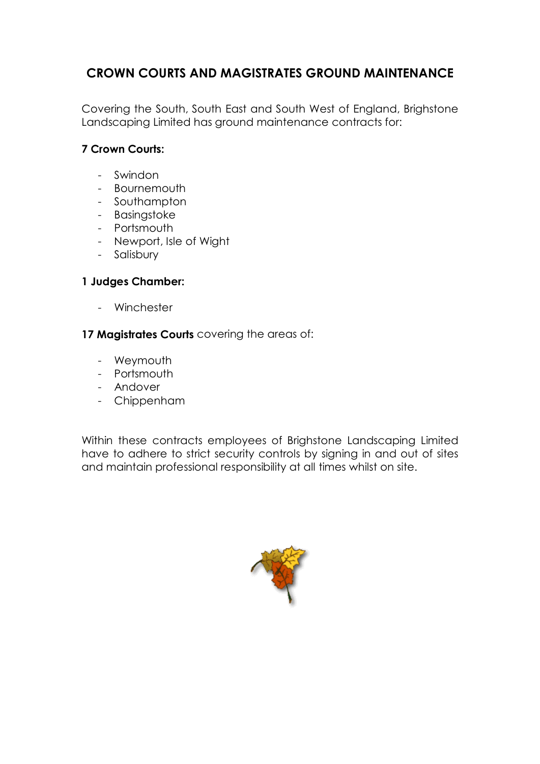# CROWN COURTS AND MAGISTRATES GROUND MAINTENANCE

Covering the South, South East and South West of England, Brighstone Landscaping Limited has ground maintenance contracts for:

**7 Crown Courts:**

- Swindon
- Bournemouth
- Southampton
- Basingstoke
- Portsmouth
- Newport, Isle of Wight
- Salisbury

**1 Judges Chamber:**

- Winchester

**17 Magistrates Courts** covering the areas of:

- Weymouth
- Portsmouth
- Andover
- Chippenham

Within these contracts employees of Brighstone Landscaping Limited have to adhere to strict security controls by signing in and out of sites and maintain professional responsibility at all times whilst on site.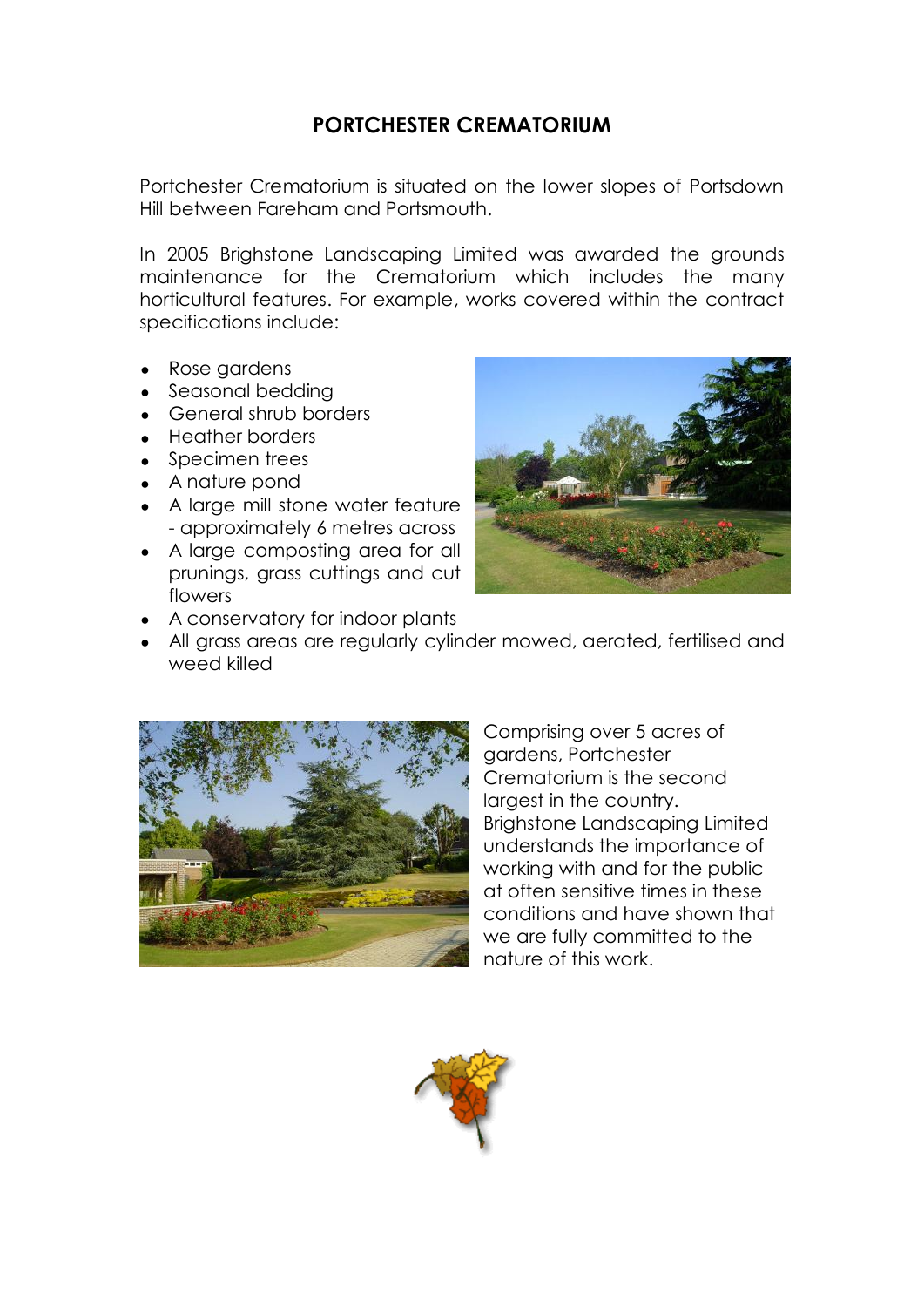# PORTCHESTER CREMATORIUM

Portchester Crematorium is situated on the lower slopes of Portsdown Hill between Fareham and Portsmouth.

In 2005 Brighstone Landscaping Limited was awarded the grounds maintenance for the Crematorium which includes the many horticultural features. For example, works covered within the contract specifications include:

- Rose gardens
- Seasonal bedding
- General shrub borders
- Heather borders
- Specimen trees
- A nature pond
- A large mill stone water feature - approximately 6 metres across
- A large composting area for all prunings, grass cuttings and cut flowers
- A conservatory for indoor plants
- All grass areas are regularly cylinder mowed, aerated, fertilised and weed killed

Comprising over 5 acres of gardens, Portchester Crematorium is the second largest in the country. Brighstone Landscaping Limited understands the importance of working with and for the public at often sensitive times in these conditions and have shown that we are fully committed to the nature of this work.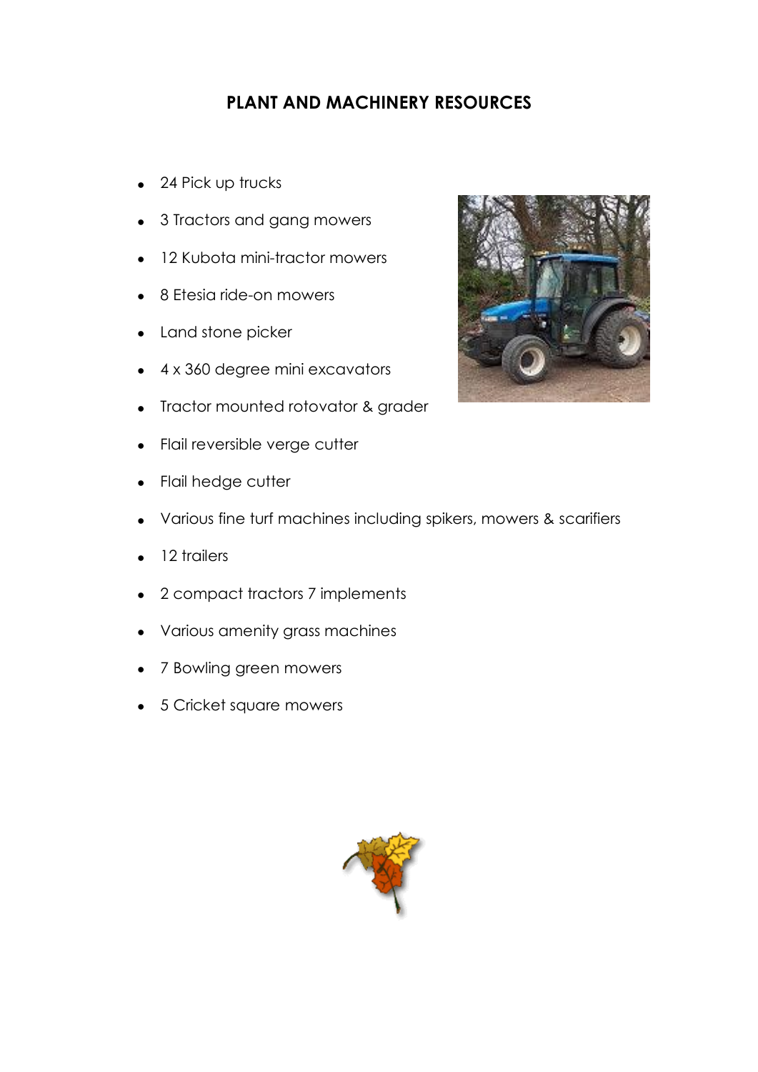# PLANT AND MACHINERY RESOURCES

- 24 Pick up trucks
- 3 Tractors and gang mowers
- 12 Kubota mini-tractor mowers
- 8 Etesia ride-on mowers
- Land stone picker
- 4 x 360 degree mini excavators
- Tractor mounted rotovator & grader
- Flail reversible verge cutter
- Flail hedge cutter
- Various fine turf machines including spikers, mowers & scarifiers
- 12 trailers
- 2 compact tractors 7 implements
- Various amenity grass machines
- 7 Bowling green mowers
- 5 Cricket square mowers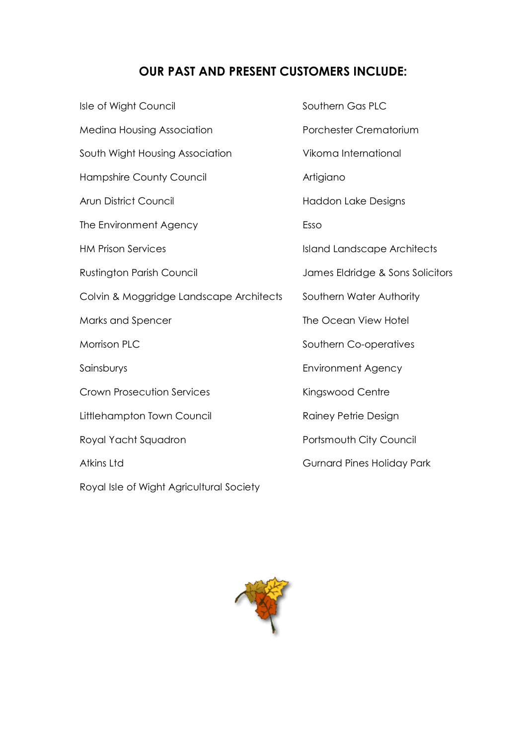## OUR PAST AND PRESENT CUSTOMERS INCLUDE:

- Isle of Wight Council
- Medina Housing Association
- South Wight Housing Association
- Hampshire County Council
- Arun District Council
- The Environment Agency
- HM Prison Services
- Rustington Parish Council
- Colvin & Moggridge Landscape Architects
- Marks and Spencer
- Morrison PLC
- Sainsburys
- Crown Prosecution Services
- Littlehampton Town Council
- Royal Yacht Squadron
- Atkins Ltd
- Royal Isle of Wight Agricultural Society
- Southern Gas PLC
- Porchester Crematorium
- Vikoma International
- Artigiano
- Haddon Lake Designs
- Esso
- Island Landscape Architects
- James Eldridge & Sons Solicitors
- Southern Water Authority
- The Ocean View Hotel
- Southern Co-operatives
- Environment Agency
- Kingswood Centre
- Rainey Petrie Design
- Portsmouth City Council
- Gurnard Pines Holiday Park